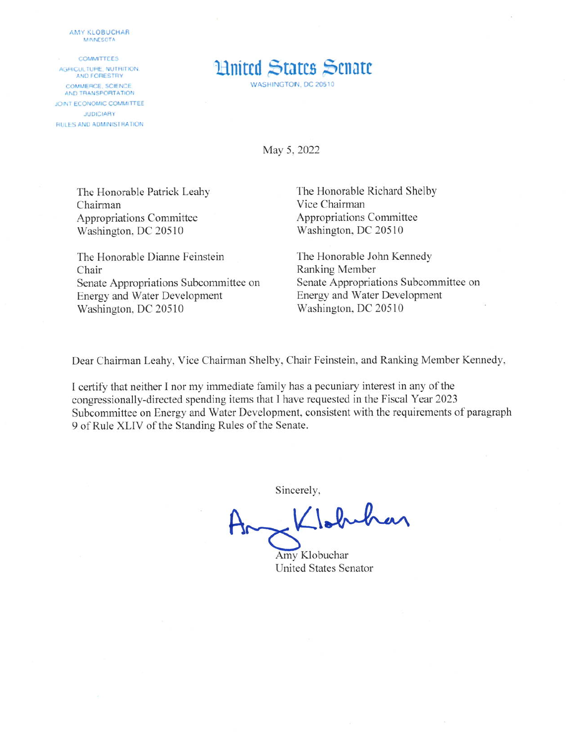AMY KLOBUCHAR
MINNESOTA

COMMITTEES
AGRICULTURE, NUTRITION, AND FORESTRY
COMMERCE, SCIENCE AND TRANSPORTATION
JOINT ECONOMIC COMMITTEE
JUDICIARY
RULES AND ADMINISTRATION

# United States Senate

WASHINGTON, DC 20510

May 5, 2022

The Honorable Patrick Leahy
Chairman
Appropriations Committee
Washington, DC 20510

The Honorable Richard Shelby
Vice Chairman
Appropriations Committee
Washington, DC 20510

The Honorable Dianne Feinstein
Chair
Senate Appropriations Subcommittee on Energy and Water Development
Washington, DC 20510

The Honorable John Kennedy
Ranking Member
Senate Appropriations Subcommittee on Energy and Water Development
Washington, DC 20510

Dear Chairman Leahy, Vice Chairman Shelby, Chair Feinstein, and Ranking Member Kennedy,

I certify that neither I nor my immediate family has a pecuniary interest in any of the congressionally-directed spending items that I have requested in the Fiscal Year 2023 Subcommittee on Energy and Water Development, consistent with the requirements of paragraph 9 of Rule XLIV of the Standing Rules of the Senate.

Sincerely,

Amy Klobuchar

Amy Klobuchar
United States Senator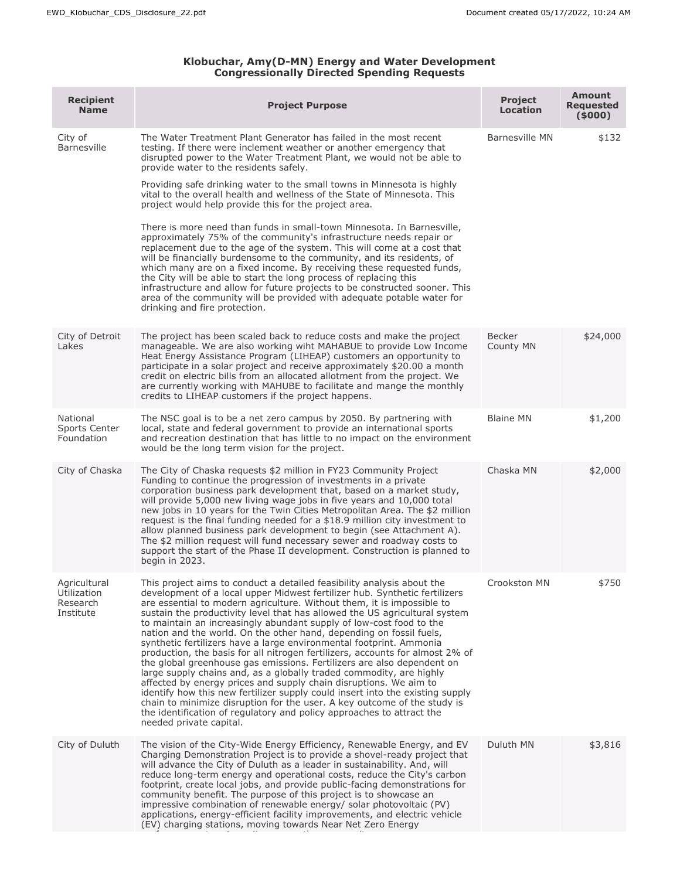**Klobuchar, Amy(D-MN) Energy and Water Development Congressionally Directed Spending Requests**

| Recipient Name | Project Purpose | Project Location | Amount Requested ($000) |
|---|---|---|---|
| City of Barnesville | The Water Treatment Plant Generator has failed in the most recent testing. If there were inclement weather or another emergency that disrupted power to the Water Treatment Plant, we would not be able to provide water to the residents safely.<br><br>Providing safe drinking water to the small towns in Minnesota is highly vital to the overall health and wellness of the State of Minnesota. This project would help provide this for the project area.<br><br>There is more need than funds in small-town Minnesota. In Barnesville, approximately 75% of the community's infrastructure needs repair or replacement due to the age of the system. This will come at a cost that will be financially burdensome to the community, and its residents, of which many are on a fixed income. By receiving these requested funds, the City will be able to start the long process of replacing this infrastructure and allow for future projects to be constructed sooner. This area of the community will be provided with adequate potable water for drinking and fire protection. | Barnesville MN | $132 |
| City of Detroit Lakes | The project has been scaled back to reduce costs and make the project manageable. We are also working wiht MAHABUE to provide Low Income Heat Energy Assistance Program (LIHEAP) customers an opportunity to participate in a solar project and receive approximately $20.00 a month credit on electric bills from an allocated allotment from the project. We are currently working with MAHUBE to facilitate and mange the monthly credits to LIHEAP customers if the project happens. | Becker County MN | $24,000 |
| National Sports Center Foundation | The NSC goal is to be a net zero campus by 2050. By partnering with local, state and federal government to provide an international sports and recreation destination that has little to no impact on the environment would be the long term vision for the project. | Blaine MN | $1,200 |
| City of Chaska | The City of Chaska requests $2 million in FY23 Community Project Funding to continue the progression of investments in a private corporation business park development that, based on a market study, will provide 5,000 new living wage jobs in five years and 10,000 total new jobs in 10 years for the Twin Cities Metropolitan Area. The $2 million request is the final funding needed for a $18.9 million city investment to allow planned business park development to begin (see Attachment A). The $2 million request will fund necessary sewer and roadway costs to support the start of the Phase II development. Construction is planned to begin in 2023. | Chaska MN | $2,000 |
| Agricultural Utilization Research Institute | This project aims to conduct a detailed feasibility analysis about the development of a local upper Midwest fertilizer hub. Synthetic fertilizers are essential to modern agriculture. Without them, it is impossible to sustain the productivity level that has allowed the US agricultural system to maintain an increasingly abundant supply of low-cost food to the nation and the world. On the other hand, depending on fossil fuels, synthetic fertilizers have a large environmental footprint. Ammonia production, the basis for all nitrogen fertilizers, accounts for almost 2% of the global greenhouse gas emissions. Fertilizers are also dependent on large supply chains and, as a globally traded commodity, are highly affected by energy prices and supply chain disruptions. We aim to identify how this new fertilizer supply could insert into the existing supply chain to minimize disruption for the user. A key outcome of the study is the identification of regulatory and policy approaches to attract the needed private capital. | Crookston MN | $750 |
| City of Duluth | The vision of the City-Wide Energy Efficiency, Renewable Energy, and EV Charging Demonstration Project is to provide a shovel-ready project that will advance the City of Duluth as a leader in sustainability. And, will reduce long-term energy and operational costs, reduce the City's carbon footprint, create local jobs, and provide public-facing demonstrations for community benefit. The purpose of this project is to showcase an impressive combination of renewable energy/ solar photovoltaic (PV) applications, energy-efficient facility improvements, and electric vehicle (EV) charging stations, moving towards Near Net Zero Energy | Duluth MN | $3,816 |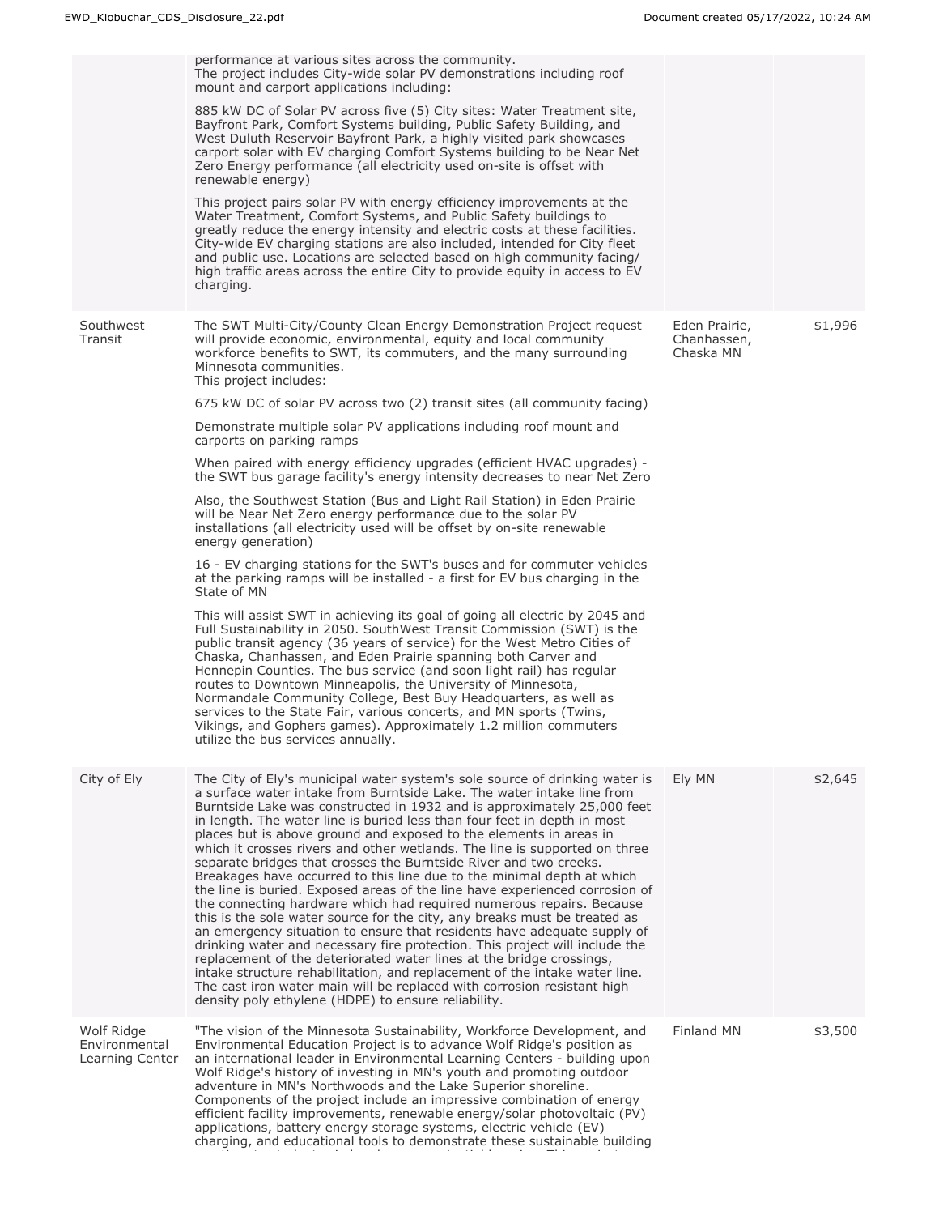| | | | |
|---|---|---|---|
| | performance at various sites across the community. The project includes City-wide solar PV demonstrations including roof mount and carport applications including: 885 kW DC of Solar PV across five (5) City sites: Water Treatment site, Bayfront Park, Comfort Systems building, Public Safety Building, and West Duluth Reservoir Bayfront Park, a highly visited park showcases carport solar with EV charging Comfort Systems building to be Near Net Zero Energy performance (all electricity used on-site is offset with renewable energy) This project pairs solar PV with energy efficiency improvements at the Water Treatment, Comfort Systems, and Public Safety buildings to greatly reduce the energy intensity and electric costs at these facilities. City-wide EV charging stations are also included, intended for City fleet and public use. Locations are selected based on high community facing/ high traffic areas across the entire City to provide equity in access to EV charging. | | |
| Southwest Transit | The SWT Multi-City/County Clean Energy Demonstration Project request will provide economic, environmental, equity and local community workforce benefits to SWT, its commuters, and the many surrounding Minnesota communities. This project includes: 675 kW DC of solar PV across two (2) transit sites (all community facing) Demonstrate multiple solar PV applications including roof mount and carports on parking ramps When paired with energy efficiency upgrades (efficient HVAC upgrades) - the SWT bus garage facility's energy intensity decreases to near Net Zero Also, the Southwest Station (Bus and Light Rail Station) in Eden Prairie will be Near Net Zero energy performance due to the solar PV installations (all electricity used will be offset by on-site renewable energy generation) 16 - EV charging stations for the SWT's buses and for commuter vehicles at the parking ramps will be installed - a first for EV bus charging in the State of MN This will assist SWT in achieving its goal of going all electric by 2045 and Full Sustainability in 2050. SouthWest Transit Commission (SWT) is the public transit agency (36 years of service) for the West Metro Cities of Chaska, Chanhassen, and Eden Prairie spanning both Carver and Hennepin Counties. The bus service (and soon light rail) has regular routes to Downtown Minneapolis, the University of Minnesota, Normandale Community College, Best Buy Headquarters, as well as services to the State Fair, various concerts, and MN sports (Twins, Vikings, and Gophers games). Approximately 1.2 million commuters utilize the bus services annually. | Eden Prairie, Chanhassen, Chaska MN | $1,996 |
| City of Ely | The City of Ely's municipal water system's sole source of drinking water is a surface water intake from Burntside Lake. The water intake line from Burntside Lake was constructed in 1932 and is approximately 25,000 feet in length. The water line is buried less than four feet in depth in most places but is above ground and exposed to the elements in areas in which it crosses rivers and other wetlands. The line is supported on three separate bridges that crosses the Burntside River and two creeks. Breakages have occurred to this line due to the minimal depth at which the line is buried. Exposed areas of the line have experienced corrosion of the connecting hardware which had required numerous repairs. Because this is the sole water source for the city, any breaks must be treated as an emergency situation to ensure that residents have adequate supply of drinking water and necessary fire protection. This project will include the replacement of the deteriorated water lines at the bridge crossings, intake structure rehabilitation, and replacement of the intake water line. The cast iron water main will be replaced with corrosion resistant high density poly ethylene (HDPE) to ensure reliability. | Ely MN | $2,645 |
| Wolf Ridge Environmental Learning Center | "The vision of the Minnesota Sustainability, Workforce Development, and Environmental Education Project is to advance Wolf Ridge's position as an international leader in Environmental Learning Centers - building upon Wolf Ridge's history of investing in MN's youth and promoting outdoor adventure in MN's Northwoods and the Lake Superior shoreline. Components of the project include an impressive combination of energy efficient facility improvements, renewable energy/solar photovoltaic (PV) applications, battery energy storage systems, electric vehicle (EV) charging, and educational tools to demonstrate these sustainable building | Finland MN | $3,500 |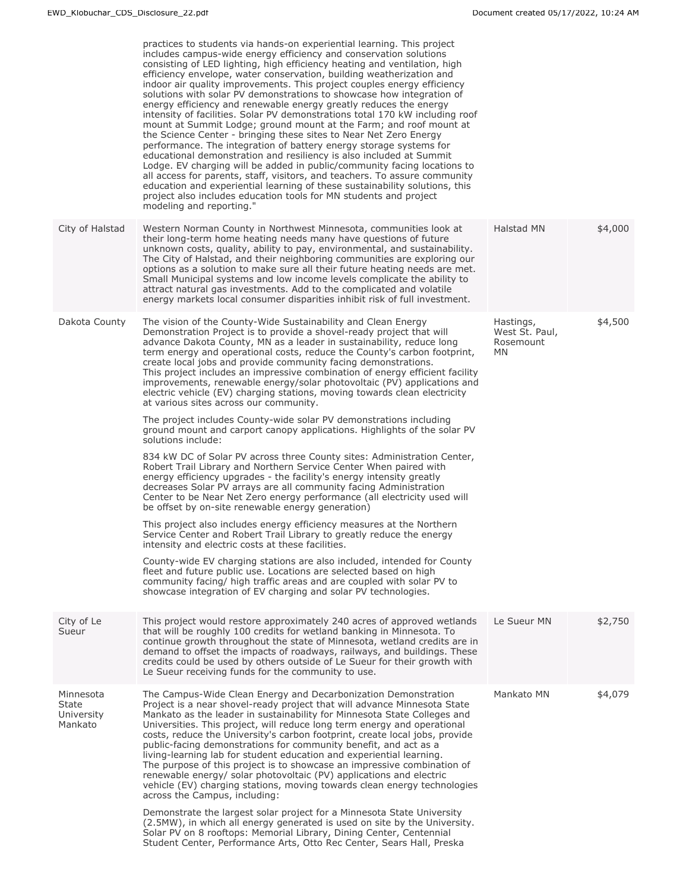| | | | |
|---|---|---|---|
| | practices to students via hands-on experiential learning. This project includes campus-wide energy efficiency and conservation solutions consisting of LED lighting, high efficiency heating and ventilation, high efficiency envelope, water conservation, building weatherization and indoor air quality improvements. This project couples energy efficiency solutions with solar PV demonstrations to showcase how integration of energy efficiency and renewable energy greatly reduces the energy intensity of facilities. Solar PV demonstrations total 170 kW including roof mount at Summit Lodge; ground mount at the Farm; and roof mount at the Science Center - bringing these sites to Near Net Zero Energy performance. The integration of battery energy storage systems for educational demonstration and resiliency is also included at Summit Lodge. EV charging will be added in public/community facing locations to all access for parents, staff, visitors, and teachers. To assure community education and experiential learning of these sustainability solutions, this project also includes education tools for MN students and project modeling and reporting." | | |
| City of Halstad | Western Norman County in Northwest Minnesota, communities look at their long-term home heating needs many have questions of future unknown costs, quality, ability to pay, environmental, and sustainability. The City of Halstad, and their neighboring communities are exploring our options as a solution to make sure all their future heating needs are met. Small Municipal systems and low income levels complicate the ability to attract natural gas investments. Add to the complicated and volatile energy markets local consumer disparities inhibit risk of full investment. | Halstad MN | $4,000 |
| Dakota County | The vision of the County-Wide Sustainability and Clean Energy Demonstration Project is to provide a shovel-ready project that will advance Dakota County, MN as a leader in sustainability, reduce long term energy and operational costs, reduce the County's carbon footprint, create local jobs and provide community facing demonstrations. This project includes an impressive combination of energy efficient facility improvements, renewable energy/solar photovoltaic (PV) applications and electric vehicle (EV) charging stations, moving towards clean electricity at various sites across our community.<br><br>The project includes County-wide solar PV demonstrations including ground mount and carport canopy applications. Highlights of the solar PV solutions include:<br><br>834 kW DC of Solar PV across three County sites: Administration Center, Robert Trail Library and Northern Service Center When paired with energy efficiency upgrades - the facility's energy intensity greatly decreases Solar PV arrays are all community facing Administration Center to be Near Net Zero energy performance (all electricity used will be offset by on-site renewable energy generation)<br><br>This project also includes energy efficiency measures at the Northern Service Center and Robert Trail Library to greatly reduce the energy intensity and electric costs at these facilities.<br><br>County-wide EV charging stations are also included, intended for County fleet and future public use. Locations are selected based on high community facing/ high traffic areas and are coupled with solar PV to showcase integration of EV charging and solar PV technologies. | Hastings, West St. Paul, Rosemount MN | $4,500 |
| City of Le Sueur | This project would restore approximately 240 acres of approved wetlands that will be roughly 100 credits for wetland banking in Minnesota. To continue growth throughout the state of Minnesota, wetland credits are in demand to offset the impacts of roadways, railways, and buildings. These credits could be used by others outside of Le Sueur for their growth with Le Sueur receiving funds for the community to use. | Le Sueur MN | $2,750 |
| Minnesota State University Mankato | The Campus-Wide Clean Energy and Decarbonization Demonstration Project is a near shovel-ready project that will advance Minnesota State Mankato as the leader in sustainability for Minnesota State Colleges and Universities. This project, will reduce long term energy and operational costs, reduce the University's carbon footprint, create local jobs, provide public-facing demonstrations for community benefit, and act as a living-learning lab for student education and experiential learning. The purpose of this project is to showcase an impressive combination of renewable energy/ solar photovoltaic (PV) applications and electric vehicle (EV) charging stations, moving towards clean energy technologies across the Campus, including:<br><br>Demonstrate the largest solar project for a Minnesota State University (2.5MW), in which all energy generated is used on site by the University. Solar PV on 8 rooftops: Memorial Library, Dining Center, Centennial Student Center, Performance Arts, Otto Rec Center, Sears Hall, Preska | Mankato MN | $4,079 |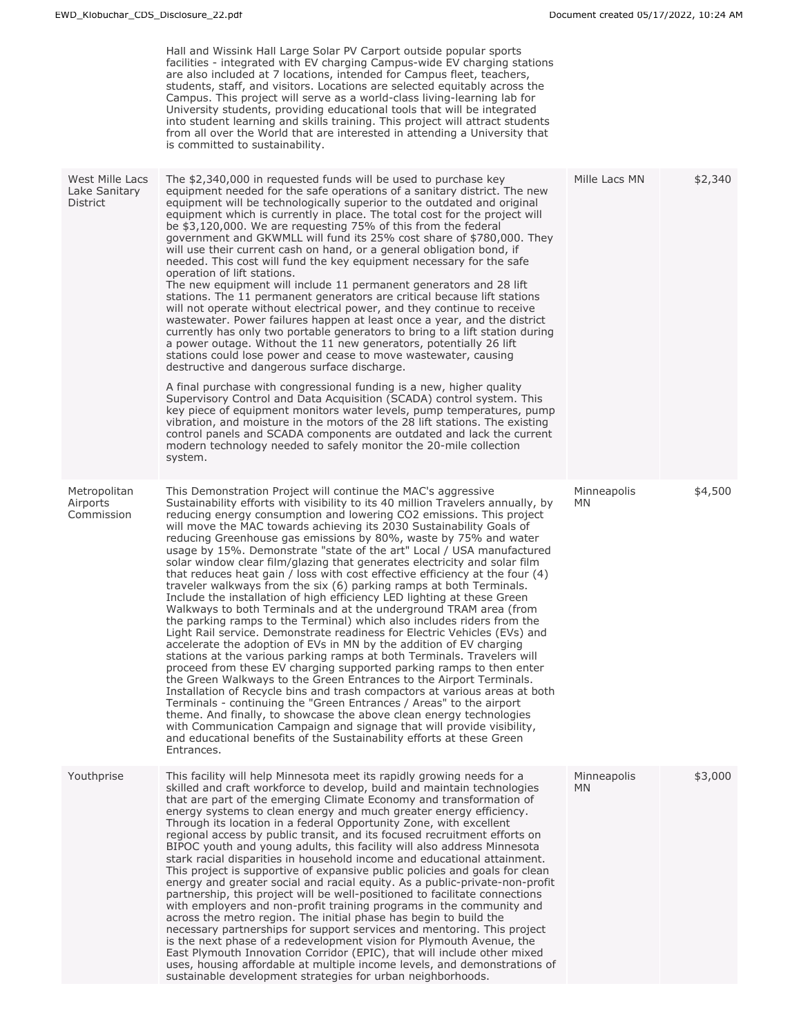| | | | |
|---|---|---|---|
| | Hall and Wissink Hall Large Solar PV Carport outside popular sports facilities - integrated with EV charging Campus-wide EV charging stations are also included at 7 locations, intended for Campus fleet, teachers, students, staff, and visitors. Locations are selected equitably across the Campus. This project will serve as a world-class living-learning lab for University students, providing educational tools that will be integrated into student learning and skills training. This project will attract students from all over the World that are interested in attending a University that is committed to sustainability. | | |
| West Mille Lacs Lake Sanitary District | The $2,340,000 in requested funds will be used to purchase key equipment needed for the safe operations of a sanitary district. The new equipment will be technologically superior to the outdated and original equipment which is currently in place. The total cost for the project will be $3,120,000. We are requesting 75% of this from the federal government and GKWMLL will fund its 25% cost share of $780,000. They will use their current cash on hand, or a general obligation bond, if needed. This cost will fund the key equipment necessary for the safe operation of lift stations.<br>The new equipment will include 11 permanent generators and 28 lift stations. The 11 permanent generators are critical because lift stations will not operate without electrical power, and they continue to receive wastewater. Power failures happen at least once a year, and the district currently has only two portable generators to bring to a lift station during a power outage. Without the 11 new generators, potentially 26 lift stations could lose power and cease to move wastewater, causing destructive and dangerous surface discharge.<br><br>A final purchase with congressional funding is a new, higher quality Supervisory Control and Data Acquisition (SCADA) control system. This key piece of equipment monitors water levels, pump temperatures, pump vibration, and moisture in the motors of the 28 lift stations. The existing control panels and SCADA components are outdated and lack the current modern technology needed to safely monitor the 20-mile collection system. | Mille Lacs MN | $2,340 |
| Metropolitan Airports Commission | This Demonstration Project will continue the MAC's aggressive Sustainability efforts with visibility to its 40 million Travelers annually, by reducing energy consumption and lowering CO2 emissions. This project will move the MAC towards achieving its 2030 Sustainability Goals of reducing Greenhouse gas emissions by 80%, waste by 75% and water usage by 15%. Demonstrate "state of the art" Local / USA manufactured solar window clear film/glazing that generates electricity and solar film that reduces heat gain / loss with cost effective efficiency at the four (4) traveler walkways from the six (6) parking ramps at both Terminals. Include the installation of high efficiency LED lighting at these Green Walkways to both Terminals and at the underground TRAM area (from the parking ramps to the Terminal) which also includes riders from the Light Rail service. Demonstrate readiness for Electric Vehicles (EVs) and accelerate the adoption of EVs in MN by the addition of EV charging stations at the various parking ramps at both Terminals. Travelers will proceed from these EV charging supported parking ramps to then enter the Green Walkways to the Green Entrances to the Airport Terminals. Installation of Recycle bins and trash compactors at various areas at both Terminals - continuing the "Green Entrances / Areas" to the airport theme. And finally, to showcase the above clean energy technologies with Communication Campaign and signage that will provide visibility, and educational benefits of the Sustainability efforts at these Green Entrances. | Minneapolis MN | $4,500 |
| Youthprise | This facility will help Minnesota meet its rapidly growing needs for a skilled and craft workforce to develop, build and maintain technologies that are part of the emerging Climate Economy and transformation of energy systems to clean energy and much greater energy efficiency. Through its location in a federal Opportunity Zone, with excellent regional access by public transit, and its focused recruitment efforts on BIPOC youth and young adults, this facility will also address Minnesota stark racial disparities in household income and educational attainment. This project is supportive of expansive public policies and goals for clean energy and greater social and racial equity. As a public-private-non-profit partnership, this project will be well-positioned to facilitate connections with employers and non-profit training programs in the community and across the metro region. The initial phase has begin to build the necessary partnerships for support services and mentoring. This project is the next phase of a redevelopment vision for Plymouth Avenue, the East Plymouth Innovation Corridor (EPIC), that will include other mixed uses, housing affordable at multiple income levels, and demonstrations of sustainable development strategies for urban neighborhoods. | Minneapolis MN | $3,000 |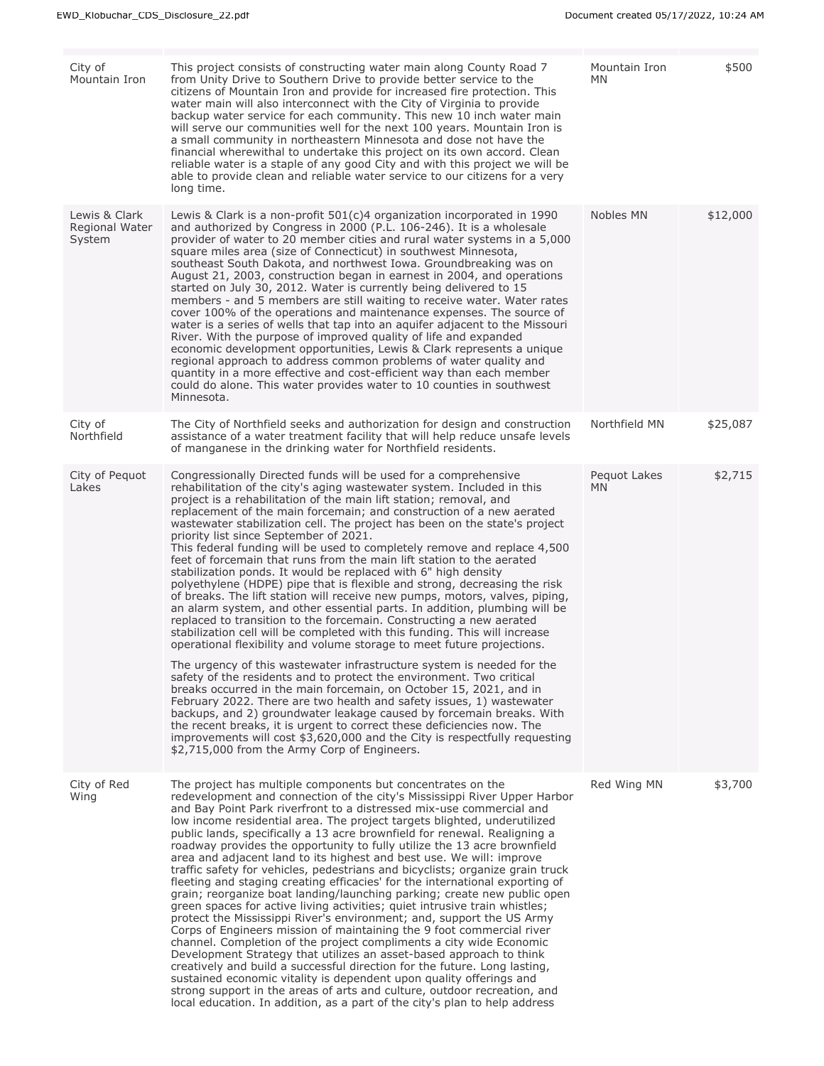| | | | |
|---|---|---|---|
| City of Mountain Iron | This project consists of constructing water main along County Road 7 from Unity Drive to Southern Drive to provide better service to the citizens of Mountain Iron and provide for increased fire protection. This water main will also interconnect with the City of Virginia to provide backup water service for each community. This new 10 inch water main will serve our communities well for the next 100 years. Mountain Iron is a small community in northeastern Minnesota and dose not have the financial wherewithal to undertake this project on its own accord. Clean reliable water is a staple of any good City and with this project we will be able to provide clean and reliable water service to our citizens for a very long time. | Mountain Iron MN | $500 |
| Lewis & Clark Regional Water System | Lewis & Clark is a non-profit 501(c)4 organization incorporated in 1990 and authorized by Congress in 2000 (P.L. 106-246). It is a wholesale provider of water to 20 member cities and rural water systems in a 5,000 square miles area (size of Connecticut) in southwest Minnesota, southeast South Dakota, and northwest Iowa. Groundbreaking was on August 21, 2003, construction began in earnest in 2004, and operations started on July 30, 2012. Water is currently being delivered to 15 members - and 5 members are still waiting to receive water. Water rates cover 100% of the operations and maintenance expenses. The source of water is a series of wells that tap into an aquifer adjacent to the Missouri River. With the purpose of improved quality of life and expanded economic development opportunities, Lewis & Clark represents a unique regional approach to address common problems of water quality and quantity in a more effective and cost-efficient way than each member could do alone. This water provides water to 10 counties in southwest Minnesota. | Nobles MN | $12,000 |
| City of Northfield | The City of Northfield seeks and authorization for design and construction assistance of a water treatment facility that will help reduce unsafe levels of manganese in the drinking water for Northfield residents. | Northfield MN | $25,087 |
| City of Pequot Lakes | Congressionally Directed funds will be used for a comprehensive rehabilitation of the city's aging wastewater system. Included in this project is a rehabilitation of the main lift station; removal, and replacement of the main forcemain; and construction of a new aerated wastewater stabilization cell. The project has been on the state's project priority list since September of 2021.<br>This federal funding will be used to completely remove and replace 4,500 feet of forcemain that runs from the main lift station to the aerated stabilization ponds. It would be replaced with 6" high density polyethylene (HDPE) pipe that is flexible and strong, decreasing the risk of breaks. The lift station will receive new pumps, motors, valves, piping, an alarm system, and other essential parts. In addition, plumbing will be replaced to transition to the forcemain. Constructing a new aerated stabilization cell will be completed with this funding. This will increase operational flexibility and volume storage to meet future projections.<br><br>The urgency of this wastewater infrastructure system is needed for the safety of the residents and to protect the environment. Two critical breaks occurred in the main forcemain, on October 15, 2021, and in February 2022. There are two health and safety issues, 1) wastewater backups, and 2) groundwater leakage caused by forcemain breaks. With the recent breaks, it is urgent to correct these deficiencies now. The improvements will cost $3,620,000 and the City is respectfully requesting $2,715,000 from the Army Corp of Engineers. | Pequot Lakes MN | $2,715 |
| City of Red Wing | The project has multiple components but concentrates on the redevelopment and connection of the city's Mississippi River Upper Harbor and Bay Point Park riverfront to a distressed mix-use commercial and low income residential area. The project targets blighted, underutilized public lands, specifically a 13 acre brownfield for renewal. Realigning a roadway provides the opportunity to fully utilize the 13 acre brownfield area and adjacent land to its highest and best use. We will: improve traffic safety for vehicles, pedestrians and bicyclists; organize grain truck fleeting and staging creating efficacies' for the international exporting of grain; reorganize boat landing/launching parking; create new public open green spaces for active living activities; quiet intrusive train whistles; protect the Mississippi River's environment; and, support the US Army Corps of Engineers mission of maintaining the 9 foot commercial river channel. Completion of the project compliments a city wide Economic Development Strategy that utilizes an asset-based approach to think creatively and build a successful direction for the future. Long lasting, sustained economic vitality is dependent upon quality offerings and strong support in the areas of arts and culture, outdoor recreation, and local education. In addition, as a part of the city's plan to help address | Red Wing MN | $3,700 |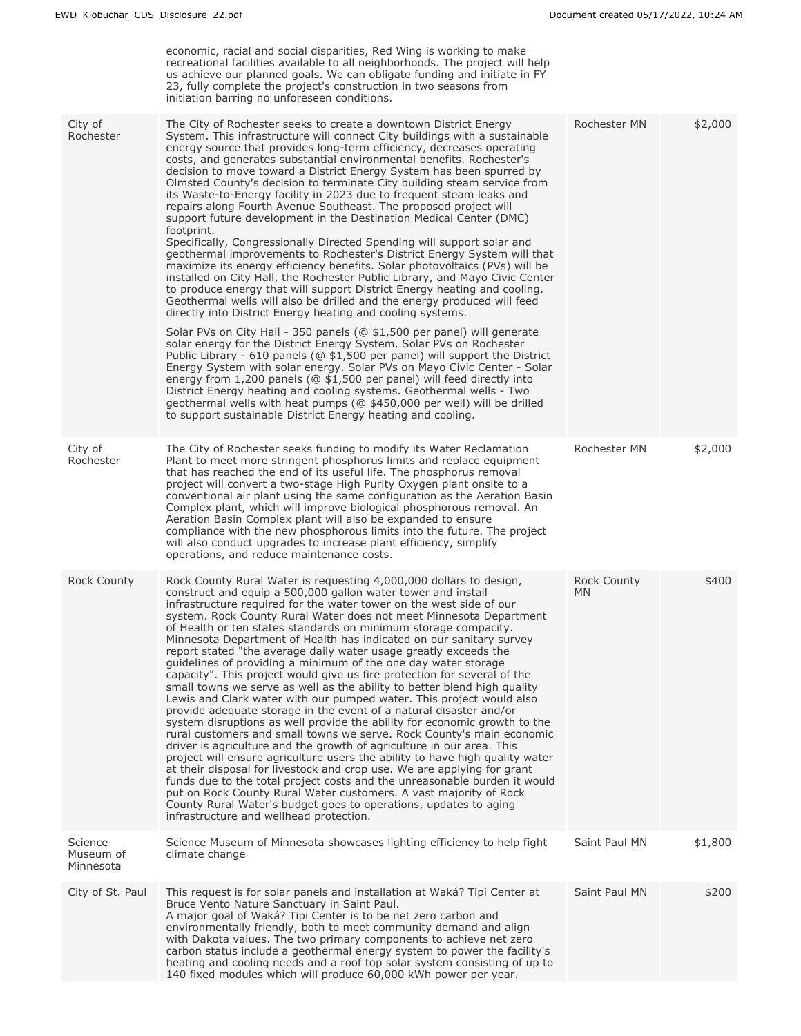| | | | |
|---|---|---|---|
| | economic, racial and social disparities, Red Wing is working to make recreational facilities available to all neighborhoods. The project will help us achieve our planned goals. We can obligate funding and initiate in FY 23, fully complete the project's construction in two seasons from initiation barring no unforeseen conditions. | | |
| City of Rochester | The City of Rochester seeks to create a downtown District Energy System. This infrastructure will connect City buildings with a sustainable energy source that provides long-term efficiency, decreases operating costs, and generates substantial environmental benefits. Rochester's decision to move toward a District Energy System has been spurred by Olmsted County's decision to terminate City building steam service from its Waste-to-Energy facility in 2023 due to frequent steam leaks and repairs along Fourth Avenue Southeast. The proposed project will support future development in the Destination Medical Center (DMC) footprint.<br>Specifically, Congressionally Directed Spending will support solar and geothermal improvements to Rochester's District Energy System will that maximize its energy efficiency benefits. Solar photovoltaics (PVs) will be installed on City Hall, the Rochester Public Library, and Mayo Civic Center to produce energy that will support District Energy heating and cooling. Geothermal wells will also be drilled and the energy produced will feed directly into District Energy heating and cooling systems.<br><br>Solar PVs on City Hall - 350 panels (@ $1,500 per panel) will generate solar energy for the District Energy System. Solar PVs on Rochester Public Library - 610 panels (@ $1,500 per panel) will support the District Energy System with solar energy. Solar PVs on Mayo Civic Center - Solar energy from 1,200 panels (@ $1,500 per panel) will feed directly into District Energy heating and cooling systems. Geothermal wells - Two geothermal wells with heat pumps (@ $450,000 per well) will be drilled to support sustainable District Energy heating and cooling. | Rochester MN | $2,000 |
| City of Rochester | The City of Rochester seeks funding to modify its Water Reclamation Plant to meet more stringent phosphorus limits and replace equipment that has reached the end of its useful life. The phosphorus removal project will convert a two-stage High Purity Oxygen plant onsite to a conventional air plant using the same configuration as the Aeration Basin Complex plant, which will improve biological phosphorous removal. An Aeration Basin Complex plant will also be expanded to ensure compliance with the new phosphorous limits into the future. The project will also conduct upgrades to increase plant efficiency, simplify operations, and reduce maintenance costs. | Rochester MN | $2,000 |
| Rock County | Rock County Rural Water is requesting 4,000,000 dollars to design, construct and equip a 500,000 gallon water tower and install infrastructure required for the water tower on the west side of our system. Rock County Rural Water does not meet Minnesota Department of Health or ten states standards on minimum storage compacity. Minnesota Department of Health has indicated on our sanitary survey report stated "the average daily water usage greatly exceeds the guidelines of providing a minimum of the one day water storage capacity". This project would give us fire protection for several of the small towns we serve as well as the ability to better blend high quality Lewis and Clark water with our pumped water. This project would also provide adequate storage in the event of a natural disaster and/or system disruptions as well provide the ability for economic growth to the rural customers and small towns we serve. Rock County's main economic driver is agriculture and the growth of agriculture in our area. This project will ensure agriculture users the ability to have high quality water at their disposal for livestock and crop use. We are applying for grant funds due to the total project costs and the unreasonable burden it would put on Rock County Rural Water customers. A vast majority of Rock County Rural Water's budget goes to operations, updates to aging infrastructure and wellhead protection. | Rock County MN | $400 |
| Science Museum of Minnesota | Science Museum of Minnesota showcases lighting efficiency to help fight climate change | Saint Paul MN | $1,800 |
| City of St. Paul | This request is for solar panels and installation at Waká? Tipi Center at Bruce Vento Nature Sanctuary in Saint Paul.<br>A major goal of Waká? Tipi Center is to be net zero carbon and environmentally friendly, both to meet community demand and align with Dakota values. The two primary components to achieve net zero carbon status include a geothermal energy system to power the facility's heating and cooling needs and a roof top solar system consisting of up to 140 fixed modules which will produce 60,000 kWh power per year. | Saint Paul MN | $200 |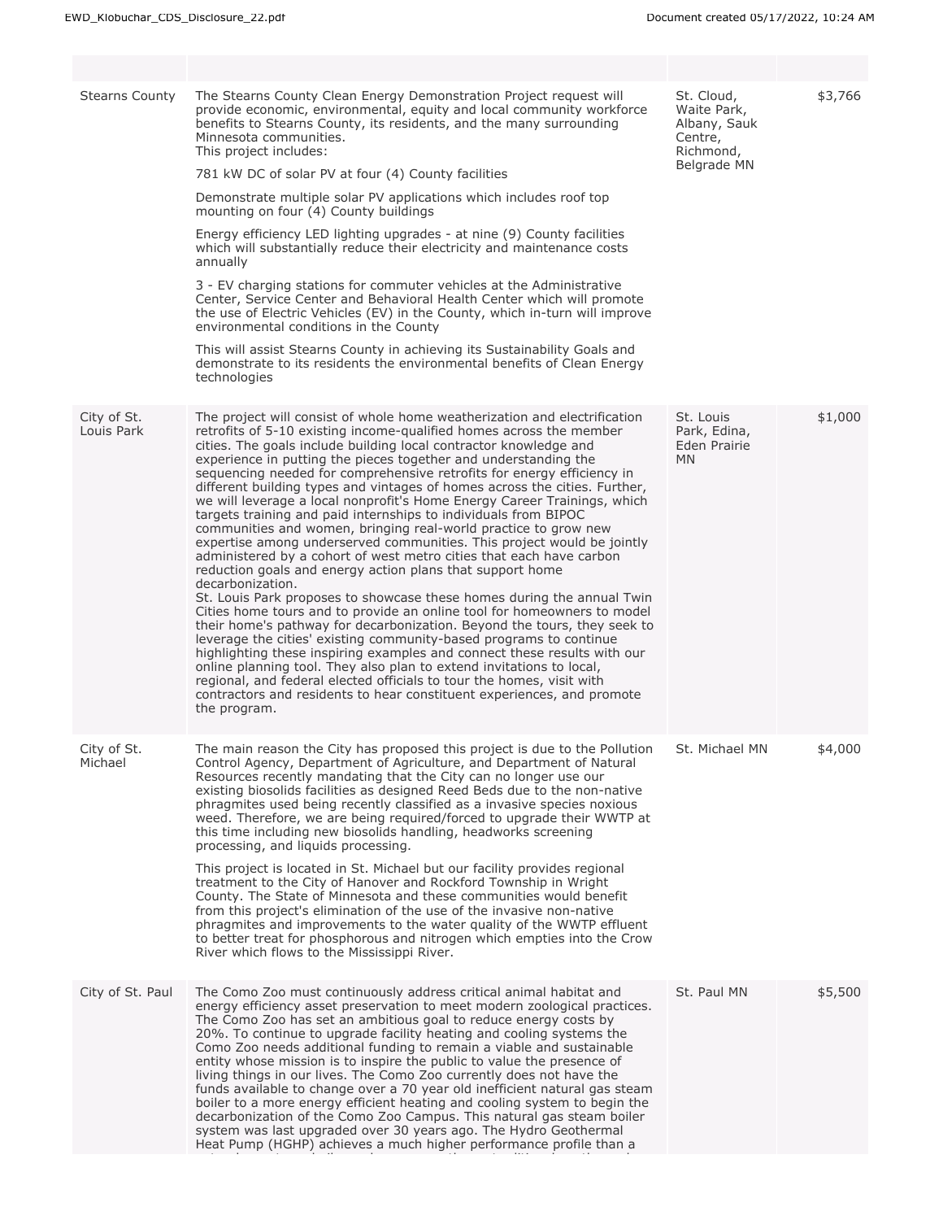| | | | |
|---|---|---|---|
| Stearns County | The Stearns County Clean Energy Demonstration Project request will provide economic, environmental, equity and local community workforce benefits to Stearns County, its residents, and the many surrounding Minnesota communities.<br>This project includes:<br><br>781 kW DC of solar PV at four (4) County facilities<br><br>Demonstrate multiple solar PV applications which includes roof top mounting on four (4) County buildings<br><br>Energy efficiency LED lighting upgrades - at nine (9) County facilities which will substantially reduce their electricity and maintenance costs annually<br><br>3 - EV charging stations for commuter vehicles at the Administrative Center, Service Center and Behavioral Health Center which will promote the use of Electric Vehicles (EV) in the County, which in-turn will improve environmental conditions in the County<br><br>This will assist Stearns County in achieving its Sustainability Goals and demonstrate to its residents the environmental benefits of Clean Energy technologies | St. Cloud, Waite Park, Albany, Sauk Centre, Richmond, Belgrade MN | $3,766 |
| City of St. Louis Park | The project will consist of whole home weatherization and electrification retrofits of 5-10 existing income-qualified homes across the member cities. The goals include building local contractor knowledge and experience in putting the pieces together and understanding the sequencing needed for comprehensive retrofits for energy efficiency in different building types and vintages of homes across the cities. Further, we will leverage a local nonprofit's Home Energy Career Trainings, which targets training and paid internships to individuals from BIPOC communities and women, bringing real-world practice to grow new expertise among underserved communities. This project would be jointly administered by a cohort of west metro cities that each have carbon reduction goals and energy action plans that support home decarbonization.<br>St. Louis Park proposes to showcase these homes during the annual Twin Cities home tours and to provide an online tool for homeowners to model their home's pathway for decarbonization. Beyond the tours, they seek to leverage the cities' existing community-based programs to continue highlighting these inspiring examples and connect these results with our online planning tool. They also plan to extend invitations to local, regional, and federal elected officials to tour the homes, visit with contractors and residents to hear constituent experiences, and promote the program. | St. Louis Park, Edina, Eden Prairie MN | $1,000 |
| City of St. Michael | The main reason the City has proposed this project is due to the Pollution Control Agency, Department of Agriculture, and Department of Natural Resources recently mandating that the City can no longer use our existing biosolids facilities as designed Reed Beds due to the non-native phragmites used being recently classified as a invasive species noxious weed. Therefore, we are being required/forced to upgrade their WWTP at this time including new biosolids handling, headworks screening processing, and liquids processing.<br><br>This project is located in St. Michael but our facility provides regional treatment to the City of Hanover and Rockford Township in Wright County. The State of Minnesota and these communities would benefit from this project's elimination of the use of the invasive non-native phragmites and improvements to the water quality of the WWTP effluent to better treat for phosphorous and nitrogen which empties into the Crow River which flows to the Mississippi River. | St. Michael MN | $4,000 |
| City of St. Paul | The Como Zoo must continuously address critical animal habitat and energy efficiency asset preservation to meet modern zoological practices. The Como Zoo has set an ambitious goal to reduce energy costs by 20%. To continue to upgrade facility heating and cooling systems the Como Zoo needs additional funding to remain a viable and sustainable entity whose mission is to inspire the public to value the presence of living things in our lives. The Como Zoo currently does not have the funds available to change over a 70 year old inefficient natural gas steam boiler to a more energy efficient heating and cooling system to begin the decarbonization of the Como Zoo Campus. This natural gas steam boiler system was last upgraded over 30 years ago. The Hydro Geothermal Heat Pump (HGHP) achieves a much higher performance profile than a | St. Paul MN | $5,500 |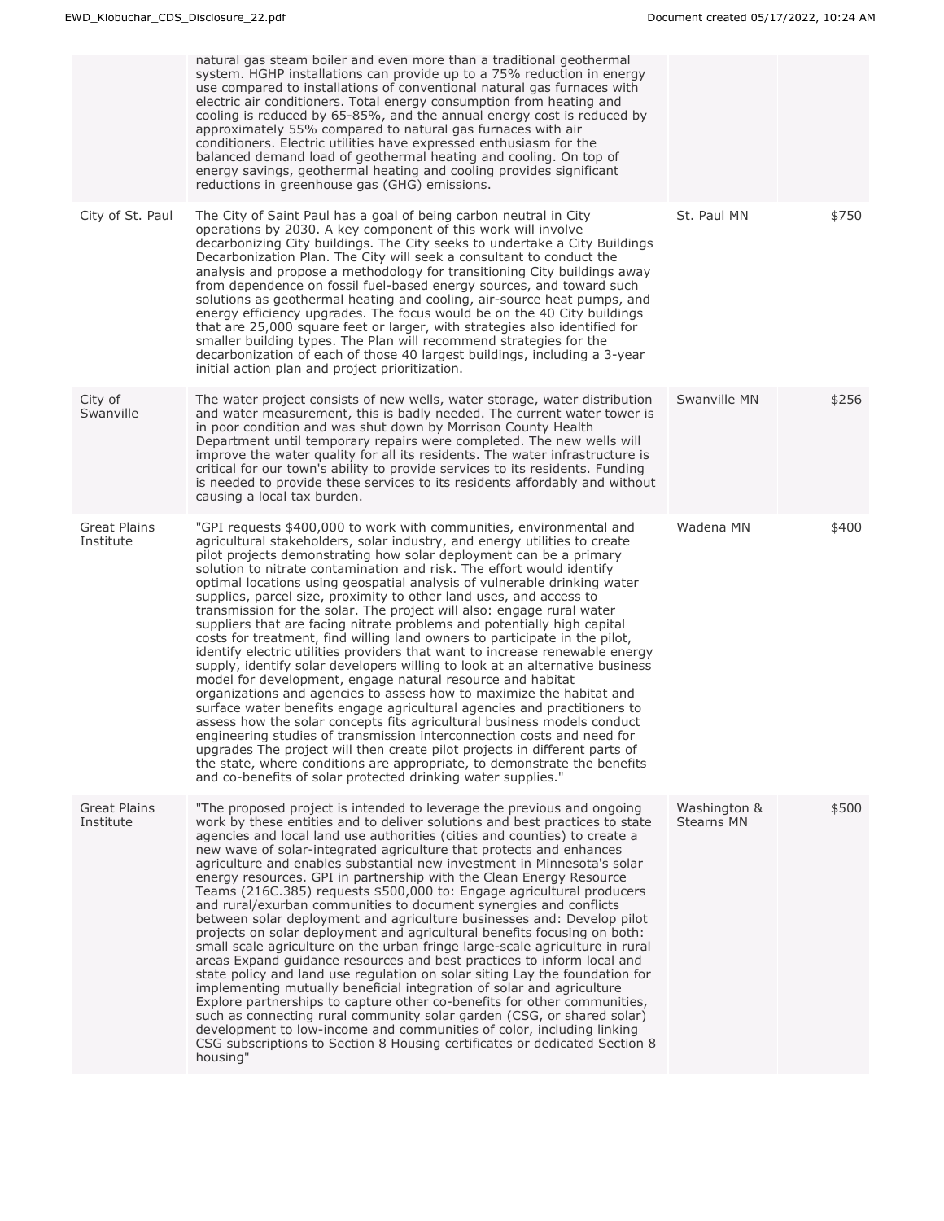| | | | |
|---|---|---|---|
| | natural gas steam boiler and even more than a traditional geothermal system. HGHP installations can provide up to a 75% reduction in energy use compared to installations of conventional natural gas furnaces with electric air conditioners. Total energy consumption from heating and cooling is reduced by 65-85%, and the annual energy cost is reduced by approximately 55% compared to natural gas furnaces with air conditioners. Electric utilities have expressed enthusiasm for the balanced demand load of geothermal heating and cooling. On top of energy savings, geothermal heating and cooling provides significant reductions in greenhouse gas (GHG) emissions. | | |
| City of St. Paul | The City of Saint Paul has a goal of being carbon neutral in City operations by 2030. A key component of this work will involve decarbonizing City buildings. The City seeks to undertake a City Buildings Decarbonization Plan. The City will seek a consultant to conduct the analysis and propose a methodology for transitioning City buildings away from dependence on fossil fuel-based energy sources, and toward such solutions as geothermal heating and cooling, air-source heat pumps, and energy efficiency upgrades. The focus would be on the 40 City buildings that are 25,000 square feet or larger, with strategies also identified for smaller building types. The Plan will recommend strategies for the decarbonization of each of those 40 largest buildings, including a 3-year initial action plan and project prioritization. | St. Paul MN | $750 |
| City of Swanville | The water project consists of new wells, water storage, water distribution and water measurement, this is badly needed. The current water tower is in poor condition and was shut down by Morrison County Health Department until temporary repairs were completed. The new wells will improve the water quality for all its residents. The water infrastructure is critical for our town's ability to provide services to its residents. Funding is needed to provide these services to its residents affordably and without causing a local tax burden. | Swanville MN | $256 |
| Great Plains Institute | "GPI requests $400,000 to work with communities, environmental and agricultural stakeholders, solar industry, and energy utilities to create pilot projects demonstrating how solar deployment can be a primary solution to nitrate contamination and risk. The effort would identify optimal locations using geospatial analysis of vulnerable drinking water supplies, parcel size, proximity to other land uses, and access to transmission for the solar. The project will also: engage rural water suppliers that are facing nitrate problems and potentially high capital costs for treatment, find willing land owners to participate in the pilot, identify electric utilities providers that want to increase renewable energy supply, identify solar developers willing to look at an alternative business model for development, engage natural resource and habitat organizations and agencies to assess how to maximize the habitat and surface water benefits engage agricultural agencies and practitioners to assess how the solar concepts fits agricultural business models conduct engineering studies of transmission interconnection costs and need for upgrades The project will then create pilot projects in different parts of the state, where conditions are appropriate, to demonstrate the benefits and co-benefits of solar protected drinking water supplies." | Wadena MN | $400 |
| Great Plains Institute | "The proposed project is intended to leverage the previous and ongoing work by these entities and to deliver solutions and best practices to state agencies and local land use authorities (cities and counties) to create a new wave of solar-integrated agriculture that protects and enhances agriculture and enables substantial new investment in Minnesota's solar energy resources. GPI in partnership with the Clean Energy Resource Teams (216C.385) requests $500,000 to: Engage agricultural producers and rural/exurban communities to document synergies and conflicts between solar deployment and agriculture businesses and: Develop pilot projects on solar deployment and agricultural benefits focusing on both: small scale agriculture on the urban fringe large-scale agriculture in rural areas Expand guidance resources and best practices to inform local and state policy and land use regulation on solar siting Lay the foundation for implementing mutually beneficial integration of solar and agriculture Explore partnerships to capture other co-benefits for other communities, such as connecting rural community solar garden (CSG, or shared solar) development to low-income and communities of color, including linking CSG subscriptions to Section 8 Housing certificates or dedicated Section 8 housing" | Washington & Stearns MN | $500 |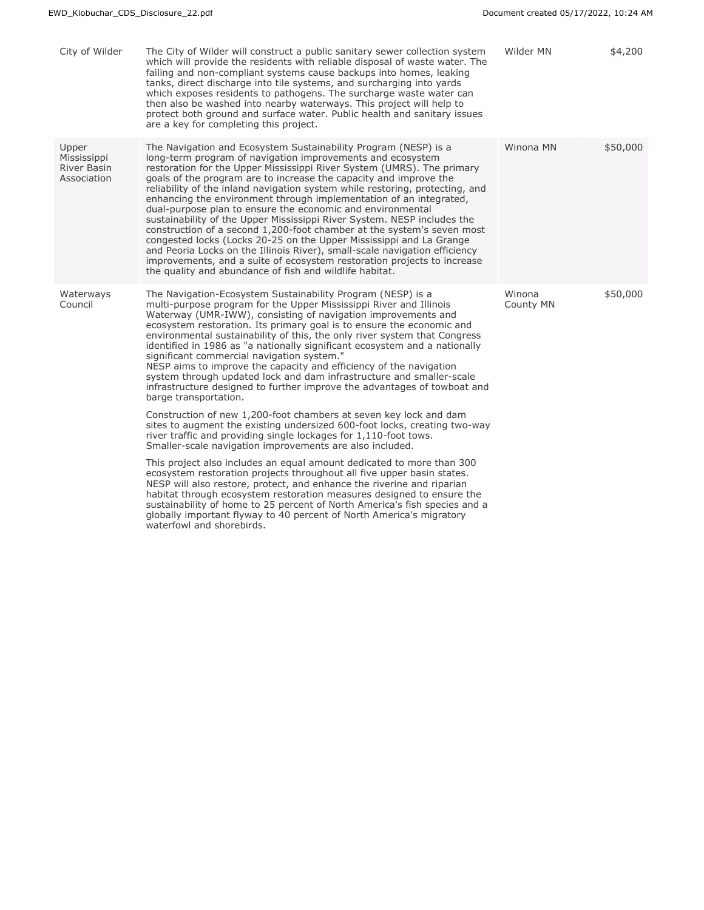| | | | |
|---|---|---|---|
| City of Wilder | The City of Wilder will construct a public sanitary sewer collection system which will provide the residents with reliable disposal of waste water. The failing and non-compliant systems cause backups into homes, leaking tanks, direct discharge into tile systems, and surcharging into yards which exposes residents to pathogens. The surcharge waste water can then also be washed into nearby waterways. This project will help to protect both ground and surface water. Public health and sanitary issues are a key for completing this project. | Wilder MN | $4,200 |
| Upper Mississippi River Basin Association | The Navigation and Ecosystem Sustainability Program (NESP) is a long-term program of navigation improvements and ecosystem restoration for the Upper Mississippi River System (UMRS). The primary goals of the program are to increase the capacity and improve the reliability of the inland navigation system while restoring, protecting, and enhancing the environment through implementation of an integrated, dual-purpose plan to ensure the economic and environmental sustainability of the Upper Mississippi River System. NESP includes the construction of a second 1,200-foot chamber at the system's seven most congested locks (Locks 20-25 on the Upper Mississippi and La Grange and Peoria Locks on the Illinois River), small-scale navigation efficiency improvements, and a suite of ecosystem restoration projects to increase the quality and abundance of fish and wildlife habitat. | Winona MN | $50,000 |
| Waterways Council | The Navigation-Ecosystem Sustainability Program (NESP) is a multi-purpose program for the Upper Mississippi River and Illinois Waterway (UMR-IWW), consisting of navigation improvements and ecosystem restoration. Its primary goal is to ensure the economic and environmental sustainability of this, the only river system that Congress identified in 1986 as "a nationally significant ecosystem and a nationally significant commercial navigation system." NESP aims to improve the capacity and efficiency of the navigation system through updated lock and dam infrastructure and smaller-scale infrastructure designed to further improve the advantages of towboat and barge transportation.<br><br>Construction of new 1,200-foot chambers at seven key lock and dam sites to augment the existing undersized 600-foot locks, creating two-way river traffic and providing single lockages for 1,110-foot tows. Smaller-scale navigation improvements are also included.<br><br>This project also includes an equal amount dedicated to more than 300 ecosystem restoration projects throughout all five upper basin states. NESP will also restore, protect, and enhance the riverine and riparian habitat through ecosystem restoration measures designed to ensure the sustainability of home to 25 percent of North America's fish species and a globally important flyway to 40 percent of North America's migratory waterfowl and shorebirds. | Winona County MN | $50,000 |